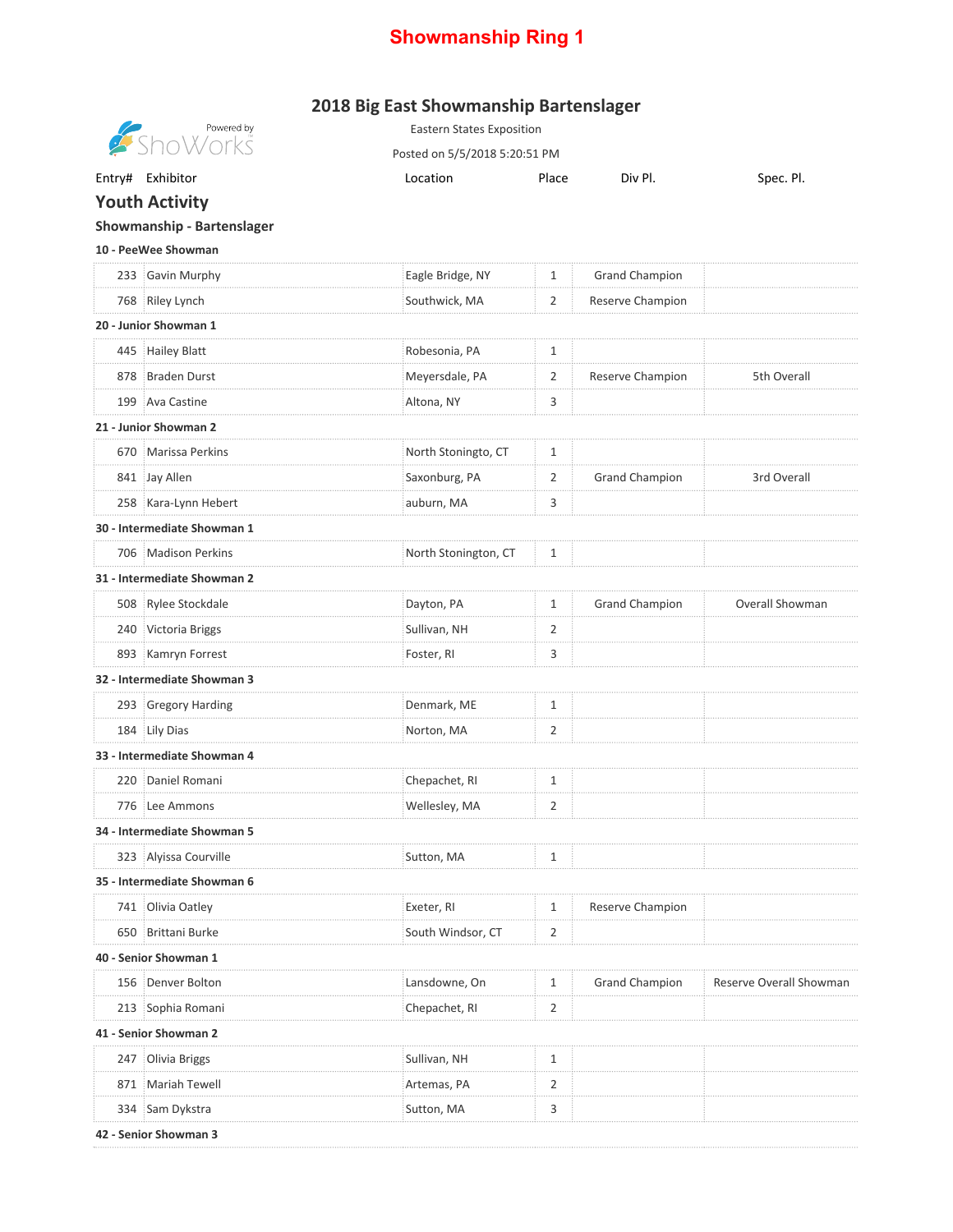# Showmanship Ring 1

## 2018 Big East Showmanship Bartenslager

Eastern States Exposition

Posted on 5/5/2018 5:20:51 PM

Powered by ShoWorks

| Entry# | Exhibitor | Location | Place | Div Pl. | Spec. Pl. |
|---|---|---|---|---|---|
| **Youth Activity** | | | | | |
| **Showmanship - Bartenslager** | | | | | |
| **10 - PeeWee Showman** | | | | | |
| 233 | Gavin Murphy | Eagle Bridge, NY | 1 | Grand Champion | |
| 768 | Riley Lynch | Southwick, MA | 2 | Reserve Champion | |
| **20 - Junior Showman 1** | | | | | |
| 445 | Hailey Blatt | Robesonia, PA | 1 | | |
| 878 | Braden Durst | Meyersdale, PA | 2 | Reserve Champion | 5th Overall |
| 199 | Ava Castine | Altona, NY | 3 | | |
| **21 - Junior Showman 2** | | | | | |
| 670 | Marissa Perkins | North Stoningto, CT | 1 | | |
| 841 | Jay Allen | Saxonburg, PA | 2 | Grand Champion | 3rd Overall |
| 258 | Kara-Lynn Hebert | auburn, MA | 3 | | |
| **30 - Intermediate Showman 1** | | | | | |
| 706 | Madison Perkins | North Stonington, CT | 1 | | |
| **31 - Intermediate Showman 2** | | | | | |
| 508 | Rylee Stockdale | Dayton, PA | 1 | Grand Champion | Overall Showman |
| 240 | Victoria Briggs | Sullivan, NH | 2 | | |
| 893 | Kamryn Forrest | Foster, RI | 3 | | |
| **32 - Intermediate Showman 3** | | | | | |
| 293 | Gregory Harding | Denmark, ME | 1 | | |
| 184 | Lily Dias | Norton, MA | 2 | | |
| **33 - Intermediate Showman 4** | | | | | |
| 220 | Daniel Romani | Chepachet, RI | 1 | | |
| 776 | Lee Ammons | Wellesley, MA | 2 | | |
| **34 - Intermediate Showman 5** | | | | | |
| 323 | Alyissa Courville | Sutton, MA | 1 | | |
| **35 - Intermediate Showman 6** | | | | | |
| 741 | Olivia Oatley | Exeter, RI | 1 | Reserve Champion | |
| 650 | Brittani Burke | South Windsor, CT | 2 | | |
| **40 - Senior Showman 1** | | | | | |
| 156 | Denver Bolton | Lansdowne, On | 1 | Grand Champion | Reserve Overall Showman |
| 213 | Sophia Romani | Chepachet, RI | 2 | | |
| **41 - Senior Showman 2** | | | | | |
| 247 | Olivia Briggs | Sullivan, NH | 1 | | |
| 871 | Mariah Tewell | Artemas, PA | 2 | | |
| 334 | Sam Dykstra | Sutton, MA | 3 | | |
| **42 - Senior Showman 3** | | | | | |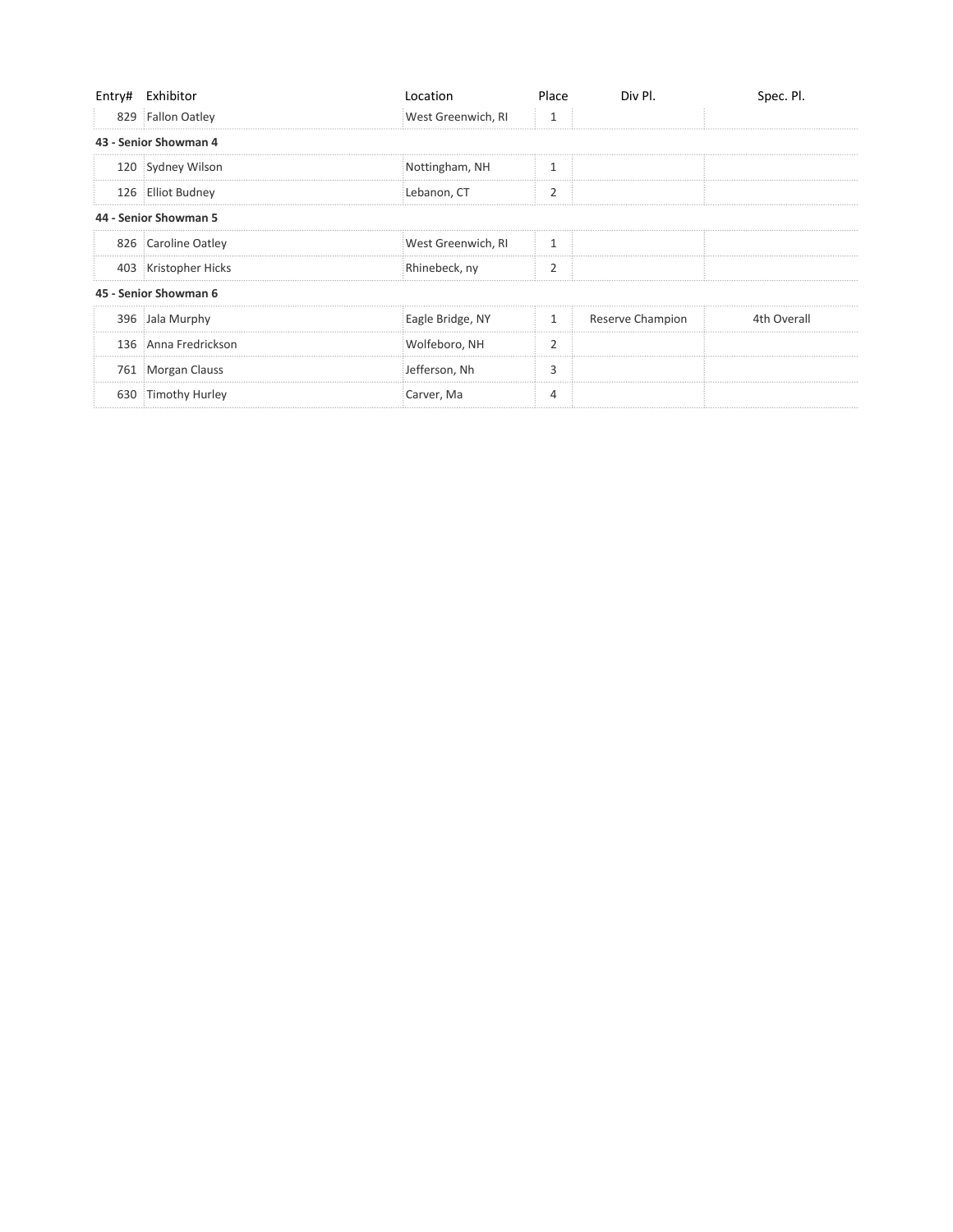| Entry# | Exhibitor | Location | Place | Div Pl. | Spec. Pl. |
|---|---|---|---|---|---|
| 829 | Fallon Oatley | West Greenwich, RI | 1 | | |
| **43 - Senior Showman 4** | | | | | |
| 120 | Sydney Wilson | Nottingham, NH | 1 | | |
| 126 | Elliot Budney | Lebanon, CT | 2 | | |
| **44 - Senior Showman 5** | | | | | |
| 826 | Caroline Oatley | West Greenwich, RI | 1 | | |
| 403 | Kristopher Hicks | Rhinebeck, ny | 2 | | |
| **45 - Senior Showman 6** | | | | | |
| 396 | Jala Murphy | Eagle Bridge, NY | 1 | Reserve Champion | 4th Overall |
| 136 | Anna Fredrickson | Wolfeboro, NH | 2 | | |
| 761 | Morgan Clauss | Jefferson, Nh | 3 | | |
| 630 | Timothy Hurley | Carver, Ma | 4 | | |